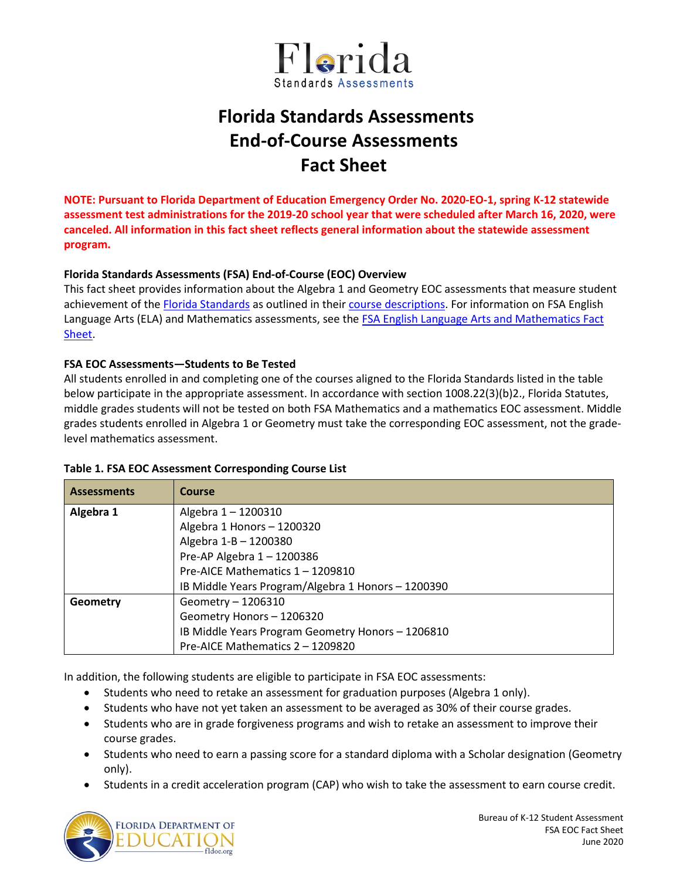# Florida Standards Assessments End-of-Course Assessments Fact Sheet

**NOTE: Pursuant to Florida Department of Education Emergency Order No. 2020-EO-1, spring K-12 statewide assessment test administrations for the 2019-20 school year that were scheduled after March 16, 2020, were canceled. All information in this fact sheet reflects general information about the statewide assessment program.**

### Florida Standards Assessments (FSA) End-of-Course (EOC) Overview

This fact sheet provides information about the Algebra 1 and Geometry EOC assessments that measure student achievement of the Florida Standards as outlined in their course descriptions. For information on FSA English Language Arts (ELA) and Mathematics assessments, see the FSA English Language Arts and Mathematics Fact Sheet.

### FSA EOC Assessments—Students to Be Tested

All students enrolled in and completing one of the courses aligned to the Florida Standards listed in the table below participate in the appropriate assessment. In accordance with section 1008.22(3)(b)2., Florida Statutes, middle grades students will not be tested on both FSA Mathematics and a mathematics EOC assessment. Middle grades students enrolled in Algebra 1 or Geometry must take the corresponding EOC assessment, not the grade-level mathematics assessment.

**Table 1. FSA EOC Assessment Corresponding Course List**

| Assessments | Course |
|---|---|
| **Algebra 1** | Algebra 1 – 1200310<br>Algebra 1 Honors – 1200320<br>Algebra 1-B – 1200380<br>Pre-AP Algebra 1 – 1200386<br>Pre-AICE Mathematics 1 – 1209810<br>IB Middle Years Program/Algebra 1 Honors – 1200390 |
| **Geometry** | Geometry – 1206310<br>Geometry Honors – 1206320<br>IB Middle Years Program Geometry Honors – 1206810<br>Pre-AICE Mathematics 2 – 1209820 |

In addition, the following students are eligible to participate in FSA EOC assessments:

- Students who need to retake an assessment for graduation purposes (Algebra 1 only).
- Students who have not yet taken an assessment to be averaged as 30% of their course grades.
- Students who are in grade forgiveness programs and wish to retake an assessment to improve their course grades.
- Students who need to earn a passing score for a standard diploma with a Scholar designation (Geometry only).
- Students in a credit acceleration program (CAP) who wish to take the assessment to earn course credit.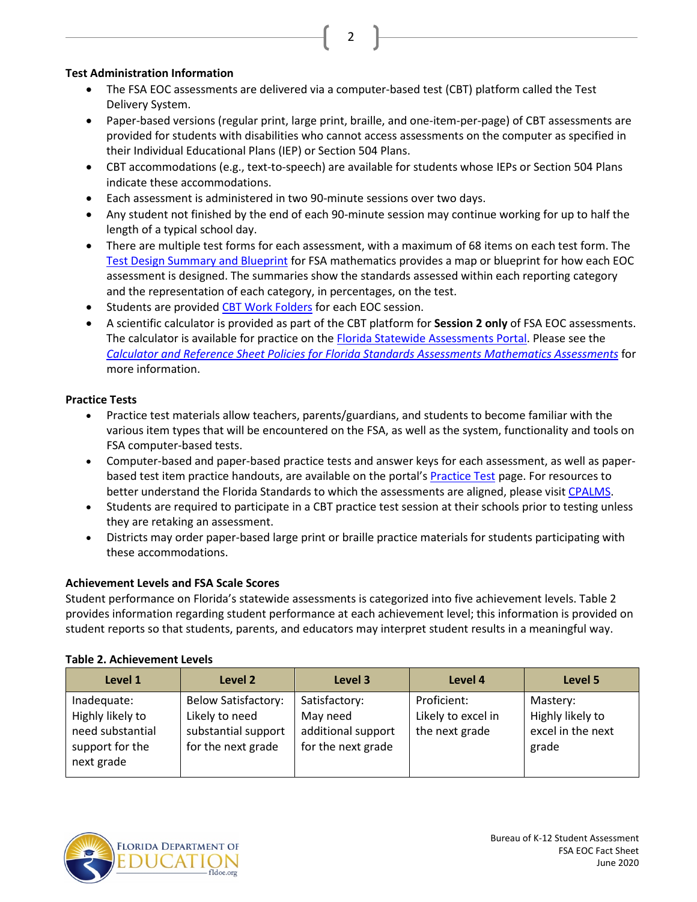### Test Administration Information

- The FSA EOC assessments are delivered via a computer-based test (CBT) platform called the Test Delivery System.
- Paper-based versions (regular print, large print, braille, and one-item-per-page) of CBT assessments are provided for students with disabilities who cannot access assessments on the computer as specified in their Individual Educational Plans (IEP) or Section 504 Plans.
- CBT accommodations (e.g., text-to-speech) are available for students whose IEPs or Section 504 Plans indicate these accommodations.
- Each assessment is administered in two 90-minute sessions over two days.
- Any student not finished by the end of each 90-minute session may continue working for up to half the length of a typical school day.
- There are multiple test forms for each assessment, with a maximum of 68 items on each test form. The Test Design Summary and Blueprint for FSA mathematics provides a map or blueprint for how each EOC assessment is designed. The summaries show the standards assessed within each reporting category and the representation of each category, in percentages, on the test.
- Students are provided CBT Work Folders for each EOC session.
- A scientific calculator is provided as part of the CBT platform for **Session 2 only** of FSA EOC assessments. The calculator is available for practice on the Florida Statewide Assessments Portal. Please see the *Calculator and Reference Sheet Policies for Florida Standards Assessments Mathematics Assessments* for more information.

### Practice Tests

- Practice test materials allow teachers, parents/guardians, and students to become familiar with the various item types that will be encountered on the FSA, as well as the system, functionality and tools on FSA computer-based tests.
- Computer-based and paper-based practice tests and answer keys for each assessment, as well as paper-based test item practice handouts, are available on the portal's Practice Test page. For resources to better understand the Florida Standards to which the assessments are aligned, please visit CPALMS.
- Students are required to participate in a CBT practice test session at their schools prior to testing unless they are retaking an assessment.
- Districts may order paper-based large print or braille practice materials for students participating with these accommodations.

### Achievement Levels and FSA Scale Scores

Student performance on Florida's statewide assessments is categorized into five achievement levels. Table 2 provides information regarding student performance at each achievement level; this information is provided on student reports so that students, parents, and educators may interpret student results in a meaningful way.

**Table 2. Achievement Levels**

| Level 1 | Level 2 | Level 3 | Level 4 | Level 5 |
|---|---|---|---|---|
| Inadequate: Highly likely to need substantial support for the next grade | Below Satisfactory: Likely to need substantial support for the next grade | Satisfactory: May need additional support for the next grade | Proficient: Likely to excel in the next grade | Mastery: Highly likely to excel in the next grade |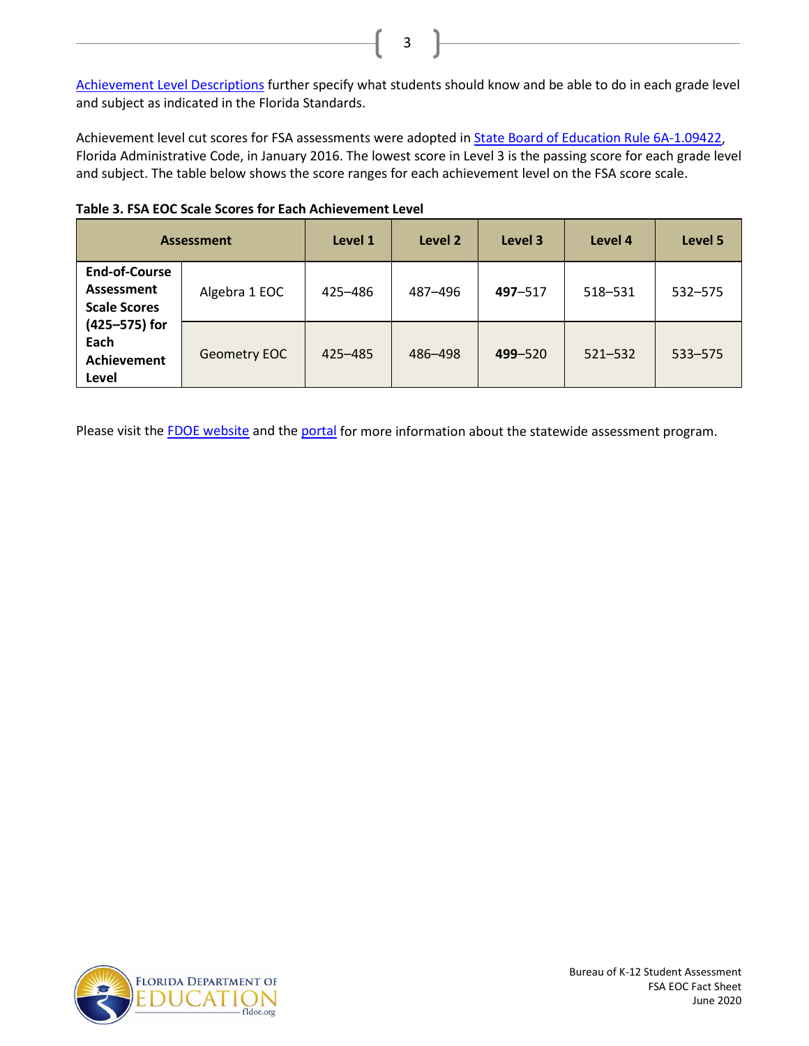Achievement Level Descriptions further specify what students should know and be able to do in each grade level and subject as indicated in the Florida Standards.

Achievement level cut scores for FSA assessments were adopted in State Board of Education Rule 6A-1.09422, Florida Administrative Code, in January 2016. The lowest score in Level 3 is the passing score for each grade level and subject. The table below shows the score ranges for each achievement level on the FSA score scale.

**Table 3. FSA EOC Scale Scores for Each Achievement Level**

| Assessment | | Level 1 | Level 2 | Level 3 | Level 4 | Level 5 |
|---|---|---|---|---|---|---|
| **End-of-Course Assessment Scale Scores (425–575) for Each Achievement Level** | Algebra 1 EOC | 425–486 | 487–496 | **497**–517 | 518–531 | 532–575 |
| | Geometry EOC | 425–485 | 486–498 | **499**–520 | 521–532 | 533–575 |

Please visit the FDOE website and the portal for more information about the statewide assessment program.

Bureau of K-12 Student Assessment
FSA EOC Fact Sheet
June 2020